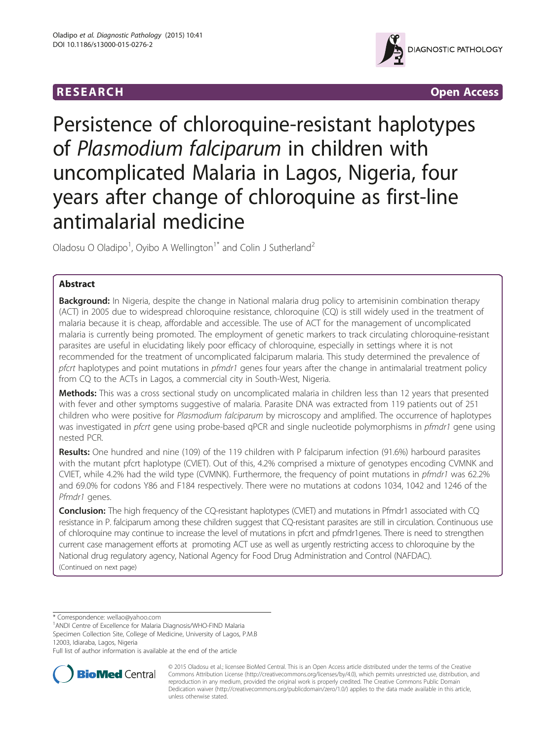RESEARCH Open Access

# Persistence of chloroquine-resistant haplotypes of *Plasmodium falciparum* in children with uncomplicated Malaria in Lagos, Nigeria, four years after change of chloroquine as first-line antimalarial medicine

Oladosu O Oladipo[1], Oyibo A Wellington[1*] and Colin J Sutherland[2]

## Abstract

**Background:** In Nigeria, despite the change in National malaria drug policy to artemisinin combination therapy (ACT) in 2005 due to widespread chloroquine resistance, chloroquine (CQ) is still widely used in the treatment of malaria because it is cheap, affordable and accessible. The use of ACT for the management of uncomplicated malaria is currently being promoted. The employment of genetic markers to track circulating chloroquine-resistant parasites are useful in elucidating likely poor efficacy of chloroquine, especially in settings where it is not recommended for the treatment of uncomplicated falciparum malaria. This study determined the prevalence of *pfcrt* haplotypes and point mutations in *pfmdr1* genes four years after the change in antimalarial treatment policy from CQ to the ACTs in Lagos, a commercial city in South-West, Nigeria.

**Methods:** This was a cross sectional study on uncomplicated malaria in children less than 12 years that presented with fever and other symptoms suggestive of malaria. Parasite DNA was extracted from 119 patients out of 251 children who were positive for *Plasmodium falciparum* by microscopy and amplified. The occurrence of haplotypes was investigated in *pfcrt* gene using probe-based qPCR and single nucleotide polymorphisms in *pfmdr1* gene using nested PCR.

**Results:** One hundred and nine (109) of the 119 children with P falciparum infection (91.6%) harbour parasites with the mutant pfcrt haplotype (CVIET). Out of this, 4.2% comprised a mixture of genotypes encoding CVMNK and CVIET, while 4.2% had the wild type (CVMNK). Furthermore, the frequency of point mutations in *pfmdr1* was 62.2% and 69.0% for codons Y86 and F184 respectively. There were no mutations at codons 1034, 1042 and 1246 of the *Pfmdr1* genes.

**Conclusion:** The high frequency of the CQ-resistant haplotypes (CVIET) and mutations in Pfmdr1 associated with CQ resistance in P. falciparum among these children suggest that CQ-resistant parasites are still in circulation. Continuous use of chloroquine may continue to increase the level of mutations in pfcrt and pfmdr1genes. There is need to strengthen current case management efforts at promoting ACT use as well as urgently restricting access to chloroquine by the National drug regulatory agency, National Agency for Food Drug Administration and Control (NAFDAC).
(Continued on next page)

\* Correspondence: wellao@yahoo.com
[1]ANDI Centre of Excellence for Malaria Diagnosis/WHO-FIND Malaria Specimen Collection Site, College of Medicine, University of Lagos, P.M.B 12003, Idiaraba, Lagos, Nigeria
Full list of author information is available at the end of the article

© 2015 Oladosu et al.; licensee BioMed Central. This is an Open Access article distributed under the terms of the Creative Commons Attribution License (http://creativecommons.org/licenses/by/4.0), which permits unrestricted use, distribution, and reproduction in any medium, provided the original work is properly credited. The Creative Commons Public Domain Dedication waiver (http://creativecommons.org/publicdomain/zero/1.0/) applies to the data made available in this article, unless otherwise stated.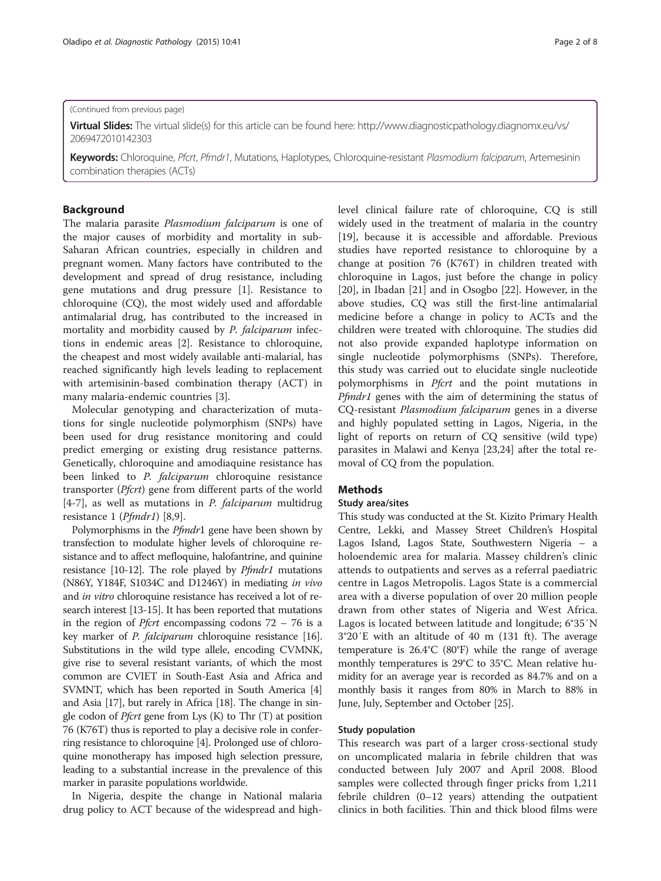(Continued from previous page)

**Virtual Slides:** The virtual slide(s) for this article can be found here: http://www.diagnosticpathology.diagnomx.eu/vs/2069472010142303

**Keywords:** Chloroquine, *Pfcrt*, *Pfmdr1*, Mutations, Haplotypes, Chloroquine-resistant *Plasmodium falciparum*, Artemesinin combination therapies (ACTs)

## Background

The malaria parasite *Plasmodium falciparum* is one of the major causes of morbidity and mortality in sub-Saharan African countries, especially in children and pregnant women. Many factors have contributed to the development and spread of drug resistance, including gene mutations and drug pressure [1]. Resistance to chloroquine (CQ), the most widely used and affordable antimalarial drug, has contributed to the increased in mortality and morbidity caused by *P. falciparum* infections in endemic areas [2]. Resistance to chloroquine, the cheapest and most widely available anti-malarial, has reached significantly high levels leading to replacement with artemisinin-based combination therapy (ACT) in many malaria-endemic countries [3].

Molecular genotyping and characterization of mutations for single nucleotide polymorphism (SNPs) have been used for drug resistance monitoring and could predict emerging or existing drug resistance patterns. Genetically, chloroquine and amodiaquine resistance has been linked to *P. falciparum* chloroquine resistance transporter (*Pfcrt*) gene from different parts of the world [4-7], as well as mutations in *P. falciparum* multidrug resistance 1 (*Pfmdr1*) [8,9].

Polymorphisms in the *Pfmdr*1 gene have been shown by transfection to modulate higher levels of chloroquine resistance and to affect mefloquine, halofantrine, and quinine resistance [10-12]. The role played by *Pfmdr1* mutations (N86Y, Y184F, S1034C and D1246Y) in mediating *in vivo* and *in vitro* chloroquine resistance has received a lot of research interest [13-15]. It has been reported that mutations in the region of *Pfcrt* encompassing codons 72 – 76 is a key marker of *P. falciparum* chloroquine resistance [16]. Substitutions in the wild type allele, encoding CVMNK, give rise to several resistant variants, of which the most common are CVIET in South-East Asia and Africa and SVMNT, which has been reported in South America [4] and Asia [17], but rarely in Africa [18]. The change in single codon of *Pfcrt* gene from Lys (K) to Thr (T) at position 76 (K76T) thus is reported to play a decisive role in conferring resistance to chloroquine [4]. Prolonged use of chloroquine monotherapy has imposed high selection pressure, leading to a substantial increase in the prevalence of this marker in parasite populations worldwide.

In Nigeria, despite the change in National malaria drug policy to ACT because of the widespread and high-level clinical failure rate of chloroquine, CQ is still widely used in the treatment of malaria in the country [19], because it is accessible and affordable. Previous studies have reported resistance to chloroquine by a change at position 76 (K76T) in children treated with chloroquine in Lagos, just before the change in policy [20], in Ibadan [21] and in Osogbo [22]. However, in the above studies, CQ was still the first-line antimalarial medicine before a change in policy to ACTs and the children were treated with chloroquine. The studies did not also provide expanded haplotype information on single nucleotide polymorphisms (SNPs). Therefore, this study was carried out to elucidate single nucleotide polymorphisms in *Pfcrt* and the point mutations in *Pfmdr1* genes with the aim of determining the status of CQ-resistant *Plasmodium falciparum* genes in a diverse and highly populated setting in Lagos, Nigeria, in the light of reports on return of CQ sensitive (wild type) parasites in Malawi and Kenya [23,24] after the total removal of CQ from the population.

## Methods

### Study area/sites

This study was conducted at the St. Kizito Primary Health Centre, Lekki, and Massey Street Children's Hospital Lagos Island, Lagos State, Southwestern Nigeria – a holoendemic area for malaria. Massey children's clinic attends to outpatients and serves as a referral paediatric centre in Lagos Metropolis. Lagos State is a commercial area with a diverse population of over 20 million people drawn from other states of Nigeria and West Africa. Lagos is located between latitude and longitude; 6°35′N 3°20′E with an altitude of 40 m (131 ft). The average temperature is 26.4°C (80°F) while the range of average monthly temperatures is 29°C to 35°C. Mean relative humidity for an average year is recorded as 84.7% and on a monthly basis it ranges from 80% in March to 88% in June, July, September and October [25].

### Study population

This research was part of a larger cross-sectional study on uncomplicated malaria in febrile children that was conducted between July 2007 and April 2008. Blood samples were collected through finger pricks from 1,211 febrile children (0–12 years) attending the outpatient clinics in both facilities. Thin and thick blood films were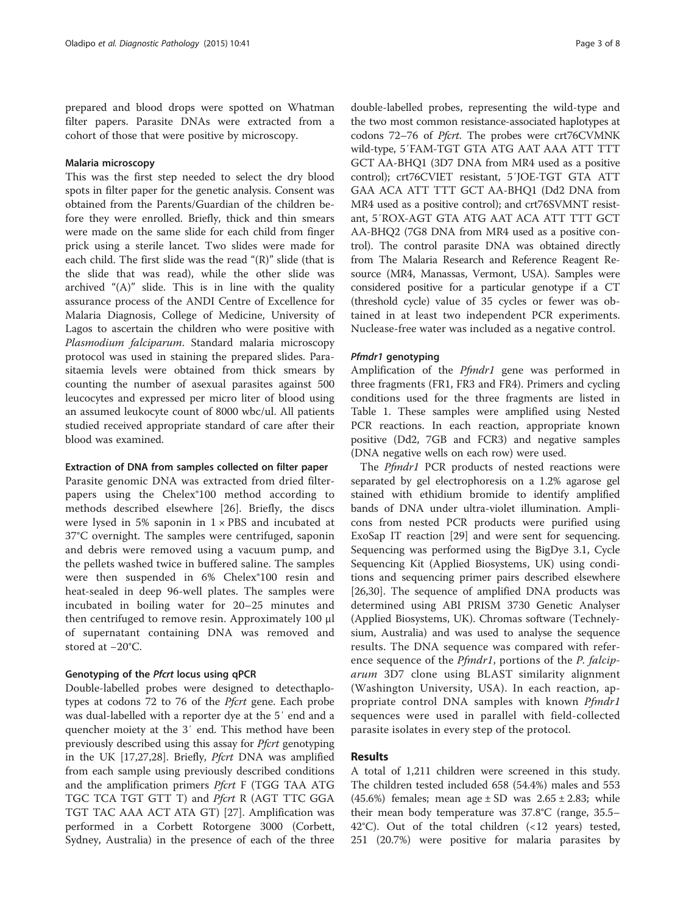prepared and blood drops were spotted on Whatman filter papers. Parasite DNAs were extracted from a cohort of those that were positive by microscopy.

### Malaria microscopy

This was the first step needed to select the dry blood spots in filter paper for the genetic analysis. Consent was obtained from the Parents/Guardian of the children before they were enrolled. Briefly, thick and thin smears were made on the same slide for each child from finger prick using a sterile lancet. Two slides were made for each child. The first slide was the read "(R)" slide (that is the slide that was read), while the other slide was archived "(A)" slide. This is in line with the quality assurance process of the ANDI Centre of Excellence for Malaria Diagnosis, College of Medicine, University of Lagos to ascertain the children who were positive with *Plasmodium falciparum*. Standard malaria microscopy protocol was used in staining the prepared slides. Parasitaemia levels were obtained from thick smears by counting the number of asexual parasites against 500 leucocytes and expressed per micro liter of blood using an assumed leukocyte count of 8000 wbc/ul. All patients studied received appropriate standard of care after their blood was examined.

### Extraction of DNA from samples collected on filter paper

Parasite genomic DNA was extracted from dried filter-papers using the Chelex®100 method according to methods described elsewhere [26]. Briefly, the discs were lysed in 5% saponin in 1 × PBS and incubated at 37°C overnight. The samples were centrifuged, saponin and debris were removed using a vacuum pump, and the pellets washed twice in buffered saline. The samples were then suspended in 6% Chelex®100 resin and heat-sealed in deep 96-well plates. The samples were incubated in boiling water for 20–25 minutes and then centrifuged to remove resin. Approximately 100 μl of supernatant containing DNA was removed and stored at −20°C.

### Genotyping of the *Pfcrt* locus using qPCR

Double-labelled probes were designed to detecthaplotypes at codons 72 to 76 of the *Pfcrt* gene. Each probe was dual-labelled with a reporter dye at the 5′ end and a quencher moiety at the 3′ end. This method have been previously described using this assay for *Pfcrt* genotyping in the UK [17,27,28]. Briefly, *Pfcrt* DNA was amplified from each sample using previously described conditions and the amplification primers *Pfcrt* F (TGG TAA ATG TGC TCA TGT GTT T) and *Pfcrt* R (AGT TTC GGA TGT TAC AAA ACT ATA GT) [27]. Amplification was performed in a Corbett Rotorgene 3000 (Corbett, Sydney, Australia) in the presence of each of the three double-labelled probes, representing the wild-type and the two most common resistance-associated haplotypes at codons 72–76 of *Pfcrt*. The probes were crt76CVMNK wild-type, 5′FAM-TGT GTA ATG AAT AAA ATT TTT GCT AA-BHQ1 (3D7 DNA from MR4 used as a positive control); crt76CVIET resistant, 5′JOE-TGT GTA ATT GAA ACA ATT TTT GCT AA-BHQ1 (Dd2 DNA from MR4 used as a positive control); and crt76SVMNT resistant, 5′ROX-AGT GTA ATG AAT ACA ATT TTT GCT AA-BHQ2 (7G8 DNA from MR4 used as a positive control). The control parasite DNA was obtained directly from The Malaria Research and Reference Reagent Resource (MR4, Manassas, Vermont, USA). Samples were considered positive for a particular genotype if a CT (threshold cycle) value of 35 cycles or fewer was obtained in at least two independent PCR experiments. Nuclease-free water was included as a negative control.

### *Pfmdr1* genotyping

Amplification of the *Pfmdr1* gene was performed in three fragments (FR1, FR3 and FR4). Primers and cycling conditions used for the three fragments are listed in Table 1. These samples were amplified using Nested PCR reactions. In each reaction, appropriate known positive (Dd2, 7GB and FCR3) and negative samples (DNA negative wells on each row) were used.

The *Pfmdr1* PCR products of nested reactions were separated by gel electrophoresis on a 1.2% agarose gel stained with ethidium bromide to identify amplified bands of DNA under ultra-violet illumination. Amplicons from nested PCR products were purified using ExoSap IT reaction [29] and were sent for sequencing. Sequencing was performed using the BigDye 3.1, Cycle Sequencing Kit (Applied Biosystems, UK) using conditions and sequencing primer pairs described elsewhere [26,30]. The sequence of amplified DNA products was determined using ABI PRISM 3730 Genetic Analyser (Applied Biosystems, UK). Chromas software (Technelysium, Australia) and was used to analyse the sequence results. The DNA sequence was compared with reference sequence of the *Pfmdr1*, portions of the *P. falciparum* 3D7 clone using BLAST similarity alignment (Washington University, USA). In each reaction, appropriate control DNA samples with known *Pfmdr1* sequences were used in parallel with field-collected parasite isolates in every step of the protocol.

## Results

A total of 1,211 children were screened in this study. The children tested included 658 (54.4%) males and 553 (45.6%) females; mean age ± SD was 2.65 ± 2.83; while their mean body temperature was 37.8°C (range, 35.5–42°C). Out of the total children (<12 years) tested, 251 (20.7%) were positive for malaria parasites by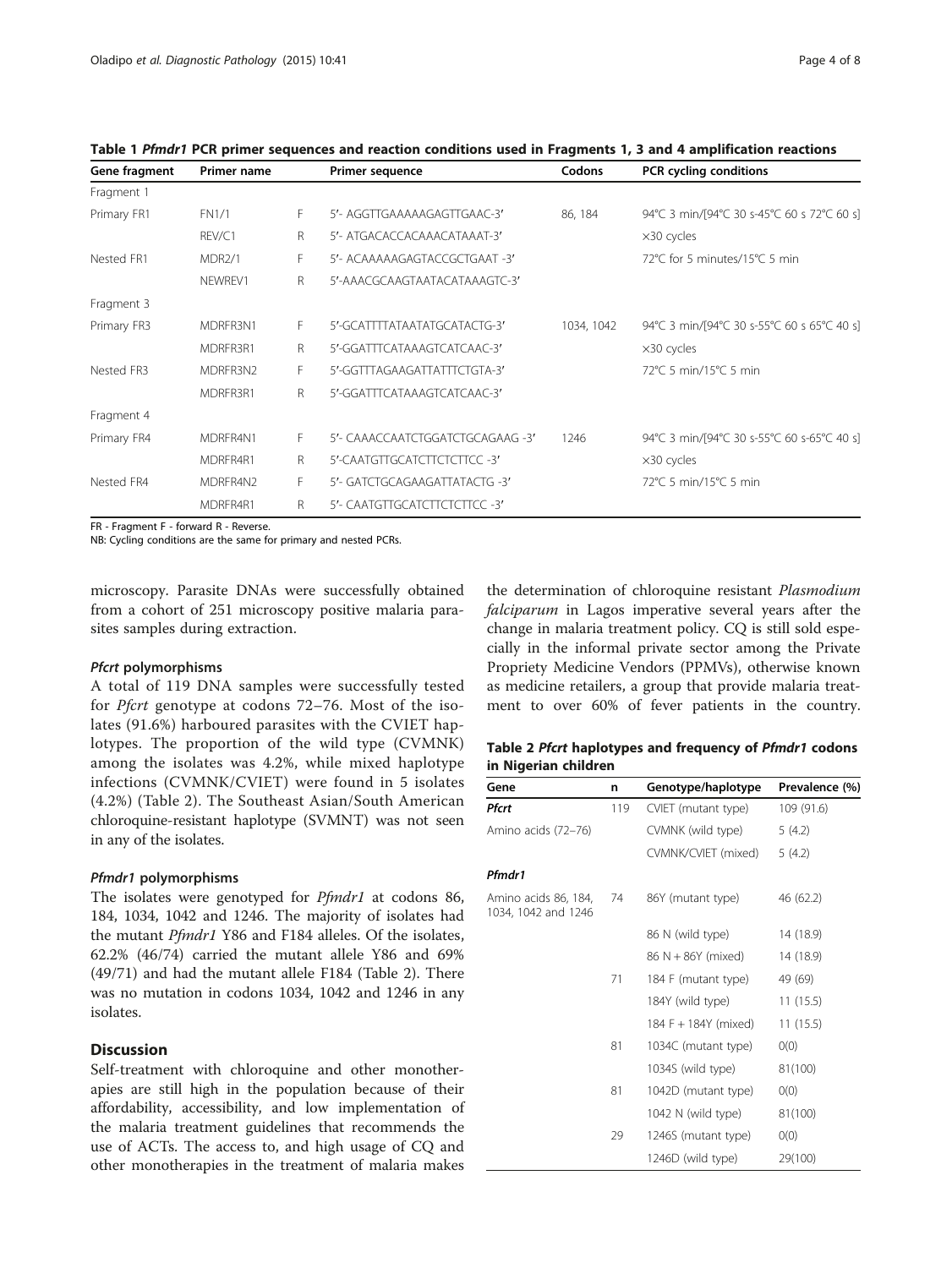**Table 1** ***Pfmdr1*** **PCR primer sequences and reaction conditions used in Fragments 1, 3 and 4 amplification reactions**

| Gene fragment | Primer name | | Primer sequence | Codons | PCR cycling conditions |
|---|---|---|---|---|---|
| Fragment 1 | | | | | |
| Primary FR1 | FN1/1 | F | 5'- AGGTTGAAAAAGAGTTGAAC-3' | 86, 184 | 94°C 3 min/[94°C 30 s-45°C 60 s 72°C 60 s] |
| | REV/C1 | R | 5'- ATGACACCACAAACATAAAT-3' | | ×30 cycles |
| Nested FR1 | MDR2/1 | F | 5'- ACAAAAAGAGTACCGCTGAAT -3' | | 72°C for 5 minutes/15°C 5 min |
| | NEWREV1 | R | 5'-AAACGCAAGTAATACATAAAGTC-3' | | |
| Fragment 3 | | | | | |
| Primary FR3 | MDRFR3N1 | F | 5'-GCATTTTATAATATGCATACTG-3' | 1034, 1042 | 94°C 3 min/[94°C 30 s-55°C 60 s 65°C 40 s] |
| | MDRFR3R1 | R | 5'-GGATTTCATAAAGTCATCAAC-3' | | ×30 cycles |
| Nested FR3 | MDRFR3N2 | F | 5'-GGTTTAGAAGATTATTTCTGTA-3' | | 72°C 5 min/15°C 5 min |
| | MDRFR3R1 | R | 5'-GGATTTCATAAAGTCATCAAC-3' | | |
| Fragment 4 | | | | | |
| Primary FR4 | MDRFR4N1 | F | 5'- CAAACCAATCTGGATCTGCAGAAG -3' | 1246 | 94°C 3 min/[94°C 30 s-55°C 60 s-65°C 40 s] |
| | MDRFR4R1 | R | 5'-CAATGTTGCATCTTCTCTTCC -3' | | ×30 cycles |
| Nested FR4 | MDRFR4N2 | F | 5'- GATCTGCAGAAGATTATACTG -3' | | 72°C 5 min/15°C 5 min |
| | MDRFR4R1 | R | 5'- CAATGTTGCATCTTCTCTTCC -3' | | |

FR - Fragment F - forward R - Reverse.
NB: Cycling conditions are the same for primary and nested PCRs.

microscopy. Parasite DNAs were successfully obtained from a cohort of 251 microscopy positive malaria parasites samples during extraction.

#### *Pfcrt* polymorphisms

A total of 119 DNA samples were successfully tested for *Pfcrt* genotype at codons 72–76. Most of the isolates (91.6%) harboured parasites with the CVIET haplotypes. The proportion of the wild type (CVMNK) among the isolates was 4.2%, while mixed haplotype infections (CVMNK/CVIET) were found in 5 isolates (4.2%) (Table 2). The Southeast Asian/South American chloroquine-resistant haplotype (SVMNT) was not seen in any of the isolates.

#### *Pfmdr1* polymorphisms

The isolates were genotyped for *Pfmdr1* at codons 86, 184, 1034, 1042 and 1246. The majority of isolates had the mutant *Pfmdr1* Y86 and F184 alleles. Of the isolates, 62.2% (46/74) carried the mutant allele Y86 and 69% (49/71) and had the mutant allele F184 (Table 2). There was no mutation in codons 1034, 1042 and 1246 in any isolates.

## Discussion

Self-treatment with chloroquine and other monotherapies are still high in the population because of their affordability, accessibility, and low implementation of the malaria treatment guidelines that recommends the use of ACTs. The access to, and high usage of CQ and other monotherapies in the treatment of malaria makes the determination of chloroquine resistant *Plasmodium falciparum* in Lagos imperative several years after the change in malaria treatment policy. CQ is still sold especially in the informal private sector among the Private Propriety Medicine Vendors (PPMVs), otherwise known as medicine retailers, a group that provide malaria treatment to over 60% of fever patients in the country.

**Table 2** ***Pfcrt*** **haplotypes and frequency of** ***Pfmdr1*** **codons in Nigerian children**

| Gene | n | Genotype/haplotype | Prevalence (%) |
|---|---|---|---|
| ***Pfcrt*** | 119 | CVIET (mutant type) | 109 (91.6) |
| Amino acids (72–76) | | CVMNK (wild type) | 5 (4.2) |
| | | CVMNK/CVIET (mixed) | 5 (4.2) |
| ***Pfmdr1*** | | | |
| Amino acids 86, 184, 1034, 1042 and 1246 | 74 | 86Y (mutant type) | 46 (62.2) |
| | | 86 N (wild type) | 14 (18.9) |
| | | 86 N + 86Y (mixed) | 14 (18.9) |
| | 71 | 184 F (mutant type) | 49 (69) |
| | | 184Y (wild type) | 11 (15.5) |
| | | 184 F + 184Y (mixed) | 11 (15.5) |
| | 81 | 1034C (mutant type) | 0(0) |
| | | 1034S (wild type) | 81(100) |
| | 81 | 1042D (mutant type) | 0(0) |
| | | 1042 N (wild type) | 81(100) |
| | 29 | 1246S (mutant type) | 0(0) |
| | | 1246D (wild type) | 29(100) |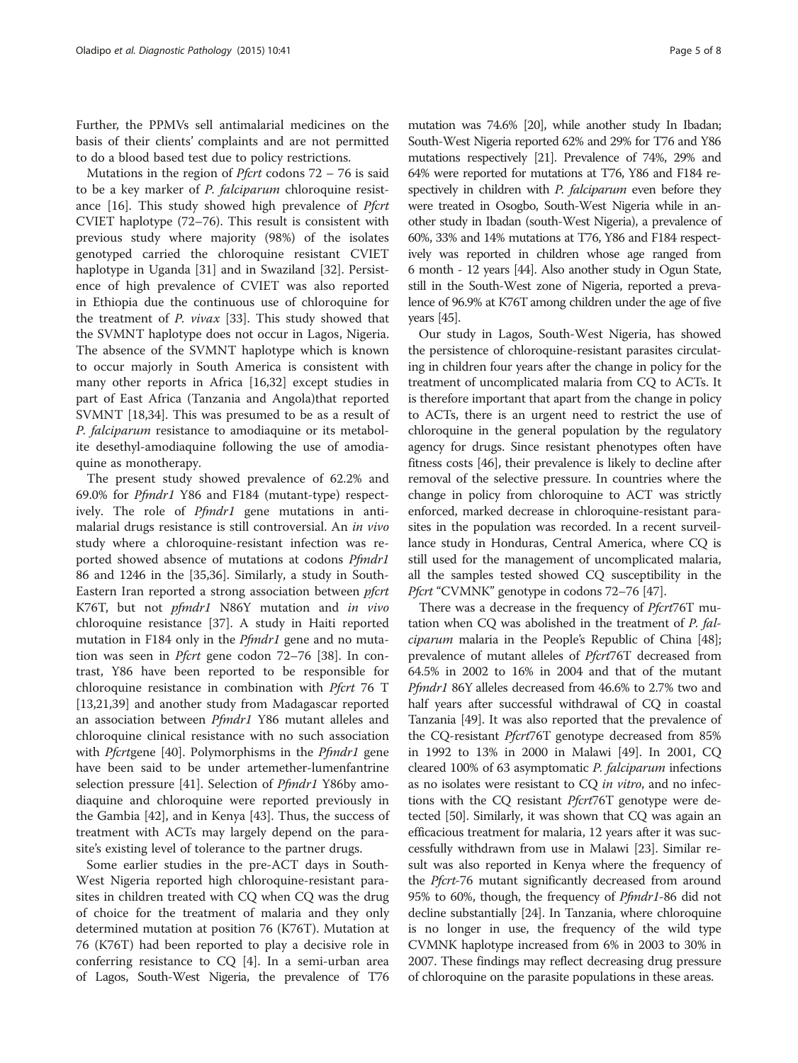Further, the PPMVs sell antimalarial medicines on the basis of their clients' complaints and are not permitted to do a blood based test due to policy restrictions.

Mutations in the region of *Pfcrt* codons 72 – 76 is said to be a key marker of *P. falciparum* chloroquine resistance [16]. This study showed high prevalence of *Pfcrt* CVIET haplotype (72–76). This result is consistent with previous study where majority (98%) of the isolates genotyped carried the chloroquine resistant CVIET haplotype in Uganda [31] and in Swaziland [32]. Persistence of high prevalence of CVIET was also reported in Ethiopia due the continuous use of chloroquine for the treatment of *P. vivax* [33]. This study showed that the SVMNT haplotype does not occur in Lagos, Nigeria. The absence of the SVMNT haplotype which is known to occur majorly in South America is consistent with many other reports in Africa [16,32] except studies in part of East Africa (Tanzania and Angola)that reported SVMNT [18,34]. This was presumed to be as a result of *P. falciparum* resistance to amodiaquine or its metabolite desethyl-amodiaquine following the use of amodiaquine as monotherapy.

The present study showed prevalence of 62.2% and 69.0% for *Pfmdr1* Y86 and F184 (mutant-type) respectively. The role of *Pfmdr1* gene mutations in antimalarial drugs resistance is still controversial. An *in vivo* study where a chloroquine-resistant infection was reported showed absence of mutations at codons *Pfmdr1* 86 and 1246 in the [35,36]. Similarly, a study in South-Eastern Iran reported a strong association between *pfcrt* K76T, but not *pfmdr1* N86Y mutation and *in vivo* chloroquine resistance [37]. A study in Haiti reported mutation in F184 only in the *Pfmdr1* gene and no mutation was seen in *Pfcrt* gene codon 72–76 [38]. In contrast, Y86 have been reported to be responsible for chloroquine resistance in combination with *Pfcrt* 76 T [13,21,39] and another study from Madagascar reported an association between *Pfmdr1* Y86 mutant alleles and chloroquine clinical resistance with no such association with *Pfcrt*gene [40]. Polymorphisms in the *Pfmdr1* gene have been said to be under artemether-lumenfantrine selection pressure [41]. Selection of *Pfmdr1* Y86by amodiaquine and chloroquine were reported previously in the Gambia [42], and in Kenya [43]. Thus, the success of treatment with ACTs may largely depend on the parasite's existing level of tolerance to the partner drugs.

Some earlier studies in the pre-ACT days in South-West Nigeria reported high chloroquine-resistant parasites in children treated with CQ when CQ was the drug of choice for the treatment of malaria and they only determined mutation at position 76 (K76T). Mutation at 76 (K76T) had been reported to play a decisive role in conferring resistance to CQ [4]. In a semi-urban area of Lagos, South-West Nigeria, the prevalence of T76 mutation was 74.6% [20], while another study In Ibadan; South-West Nigeria reported 62% and 29% for T76 and Y86 mutations respectively [21]. Prevalence of 74%, 29% and 64% were reported for mutations at T76, Y86 and F184 respectively in children with *P. falciparum* even before they were treated in Osogbo, South-West Nigeria while in another study in Ibadan (south-West Nigeria), a prevalence of 60%, 33% and 14% mutations at T76, Y86 and F184 respectively was reported in children whose age ranged from 6 month - 12 years [44]. Also another study in Ogun State, still in the South-West zone of Nigeria, reported a prevalence of 96.9% at K76T among children under the age of five years [45].

Our study in Lagos, South-West Nigeria, has showed the persistence of chloroquine-resistant parasites circulating in children four years after the change in policy for the treatment of uncomplicated malaria from CQ to ACTs. It is therefore important that apart from the change in policy to ACTs, there is an urgent need to restrict the use of chloroquine in the general population by the regulatory agency for drugs. Since resistant phenotypes often have fitness costs [46], their prevalence is likely to decline after removal of the selective pressure. In countries where the change in policy from chloroquine to ACT was strictly enforced, marked decrease in chloroquine-resistant parasites in the population was recorded. In a recent surveillance study in Honduras, Central America, where CQ is still used for the management of uncomplicated malaria, all the samples tested showed CQ susceptibility in the *Pfcrt* "CVMNK" genotype in codons 72–76 [47].

There was a decrease in the frequency of *Pfcrt*76T mutation when CQ was abolished in the treatment of *P. falciparum* malaria in the People's Republic of China [48]; prevalence of mutant alleles of *Pfcrt*76T decreased from 64.5% in 2002 to 16% in 2004 and that of the mutant *Pfmdr1* 86Y alleles decreased from 46.6% to 2.7% two and half years after successful withdrawal of CQ in coastal Tanzania [49]. It was also reported that the prevalence of the CQ-resistant *Pfcrt*76T genotype decreased from 85% in 1992 to 13% in 2000 in Malawi [49]. In 2001, CQ cleared 100% of 63 asymptomatic *P. falciparum* infections as no isolates were resistant to CQ *in vitro*, and no infections with the CQ resistant *Pfcrt*76T genotype were detected [50]. Similarly, it was shown that CQ was again an efficacious treatment for malaria, 12 years after it was successfully withdrawn from use in Malawi [23]. Similar result was also reported in Kenya where the frequency of the *Pfcrt*-76 mutant significantly decreased from around 95% to 60%, though, the frequency of *Pfmdr1*-86 did not decline substantially [24]. In Tanzania, where chloroquine is no longer in use, the frequency of the wild type CVMNK haplotype increased from 6% in 2003 to 30% in 2007. These findings may reflect decreasing drug pressure of chloroquine on the parasite populations in these areas.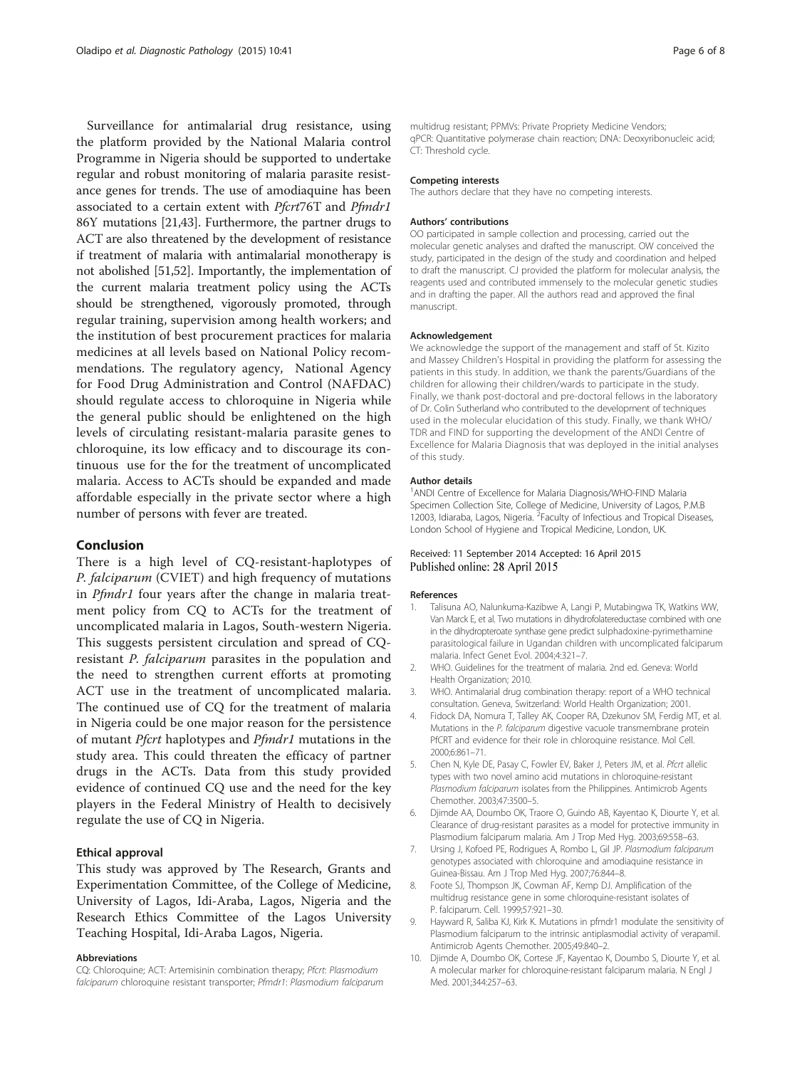Surveillance for antimalarial drug resistance, using the platform provided by the National Malaria control Programme in Nigeria should be supported to undertake regular and robust monitoring of malaria parasite resistance genes for trends. The use of amodiaquine has been associated to a certain extent with *Pfcrt*76T and *Pfmdr1* 86Y mutations [21,43]. Furthermore, the partner drugs to ACT are also threatened by the development of resistance if treatment of malaria with antimalarial monotherapy is not abolished [51,52]. Importantly, the implementation of the current malaria treatment policy using the ACTs should be strengthened, vigorously promoted, through regular training, supervision among health workers; and the institution of best procurement practices for malaria medicines at all levels based on National Policy recommendations. The regulatory agency, National Agency for Food Drug Administration and Control (NAFDAC) should regulate access to chloroquine in Nigeria while the general public should be enlightened on the high levels of circulating resistant-malaria parasite genes to chloroquine, its low efficacy and to discourage its continuous use for the for the treatment of uncomplicated malaria. Access to ACTs should be expanded and made affordable especially in the private sector where a high number of persons with fever are treated.

## Conclusion

There is a high level of CQ-resistant-haplotypes of *P. falciparum* (CVIET) and high frequency of mutations in *Pfmdr1* four years after the change in malaria treatment policy from CQ to ACTs for the treatment of uncomplicated malaria in Lagos, South-western Nigeria. This suggests persistent circulation and spread of CQ-resistant *P. falciparum* parasites in the population and the need to strengthen current efforts at promoting ACT use in the treatment of uncomplicated malaria. The continued use of CQ for the treatment of malaria in Nigeria could be one major reason for the persistence of mutant *Pfcrt* haplotypes and *Pfmdr1* mutations in the study area. This could threaten the efficacy of partner drugs in the ACTs. Data from this study provided evidence of continued CQ use and the need for the key players in the Federal Ministry of Health to decisively regulate the use of CQ in Nigeria.

### Ethical approval

This study was approved by The Research, Grants and Experimentation Committee, of the College of Medicine, University of Lagos, Idi-Araba, Lagos, Nigeria and the Research Ethics Committee of the Lagos University Teaching Hospital, Idi-Araba Lagos, Nigeria.

#### Abbreviations

CQ: Chloroquine; ACT: Artemisinin combination therapy; *Pfcrt*: *Plasmodium falciparum* chloroquine resistant transporter; *Pfmdr1*: *Plasmodium falciparum* multidrug resistant; PPMVs: Private Propriety Medicine Vendors; qPCR: Quantitative polymerase chain reaction; DNA: Deoxyribonucleic acid; CT: Threshold cycle.

#### Competing interests

The authors declare that they have no competing interests.

#### Authors' contributions

OO participated in sample collection and processing, carried out the molecular genetic analyses and drafted the manuscript. OW conceived the study, participated in the design of the study and coordination and helped to draft the manuscript. CJ provided the platform for molecular analysis, the reagents used and contributed immensely to the molecular genetic studies and in drafting the paper. All the authors read and approved the final manuscript.

#### Acknowledgement

We acknowledge the support of the management and staff of St. Kizito and Massey Children's Hospital in providing the platform for assessing the patients in this study. In addition, we thank the parents/Guardians of the children for allowing their children/wards to participate in the study. Finally, we thank post-doctoral and pre-doctoral fellows in the laboratory of Dr. Colin Sutherland who contributed to the development of techniques used in the molecular elucidation of this study. Finally, we thank WHO/TDR and FIND for supporting the development of the ANDI Centre of Excellence for Malaria Diagnosis that was deployed in the initial analyses of this study.

#### Author details

[1]ANDI Centre of Excellence for Malaria Diagnosis/WHO-FIND Malaria Specimen Collection Site, College of Medicine, University of Lagos, P.M.B 12003, Idiaraba, Lagos, Nigeria. [2]Faculty of Infectious and Tropical Diseases, London School of Hygiene and Tropical Medicine, London, UK.

Received: 11 September 2014 Accepted: 16 April 2015
Published online: 28 April 2015

#### References

1. Talisuna AO, Nalunkuma-Kazibwe A, Langi P, Mutabingwa TK, Watkins WW, Van Marck E, et al. Two mutations in dihydrofolatereductase combined with one in the dihydropteroate synthase gene predict sulphadoxine-pyrimethamine parasitological failure in Ugandan children with uncomplicated falciparum malaria. Infect Genet Evol. 2004;4:321–7.
2. WHO. Guidelines for the treatment of malaria. 2nd ed. Geneva: World Health Organization; 2010.
3. WHO. Antimalarial drug combination therapy: report of a WHO technical consultation. Geneva, Switzerland: World Health Organization; 2001.
4. Fidock DA, Nomura T, Talley AK, Cooper RA, Dzekunov SM, Ferdig MT, et al. Mutations in the *P. falciparum* digestive vacuole transmembrane protein PfCRT and evidence for their role in chloroquine resistance. Mol Cell. 2000;6:861–71.
5. Chen N, Kyle DE, Pasay C, Fowler EV, Baker J, Peters JM, et al. *Pfcrt* allelic types with two novel amino acid mutations in chloroquine-resistant *Plasmodium falciparum* isolates from the Philippines. Antimicrob Agents Chemother. 2003;47:3500–5.
6. Djimde AA, Doumbo OK, Traore O, Guindo AB, Kayentao K, Diourte Y, et al. Clearance of drug-resistant parasites as a model for protective immunity in Plasmodium falciparum malaria. Am J Trop Med Hyg. 2003;69:558–63.
7. Ursing J, Kofoed PE, Rodrigues A, Rombo L, Gil JP. *Plasmodium falciparum* genotypes associated with chloroquine and amodiaquine resistance in Guinea-Bissau. Am J Trop Med Hyg. 2007;76:844–8.
8. Foote SJ, Thompson JK, Cowman AF, Kemp DJ. Amplification of the multidrug resistance gene in some chloroquine-resistant isolates of P. falciparum. Cell. 1999;57:921–30.
9. Hayward R, Saliba KJ, Kirk K. Mutations in pfmdr1 modulate the sensitivity of Plasmodium falciparum to the intrinsic antiplasmodial activity of verapamil. Antimicrob Agents Chemother. 2005;49:840–2.
10. Djimde A, Doumbo OK, Cortese JF, Kayentao K, Doumbo S, Diourte Y, et al. A molecular marker for chloroquine-resistant falciparum malaria. N Engl J Med. 2001;344:257–63.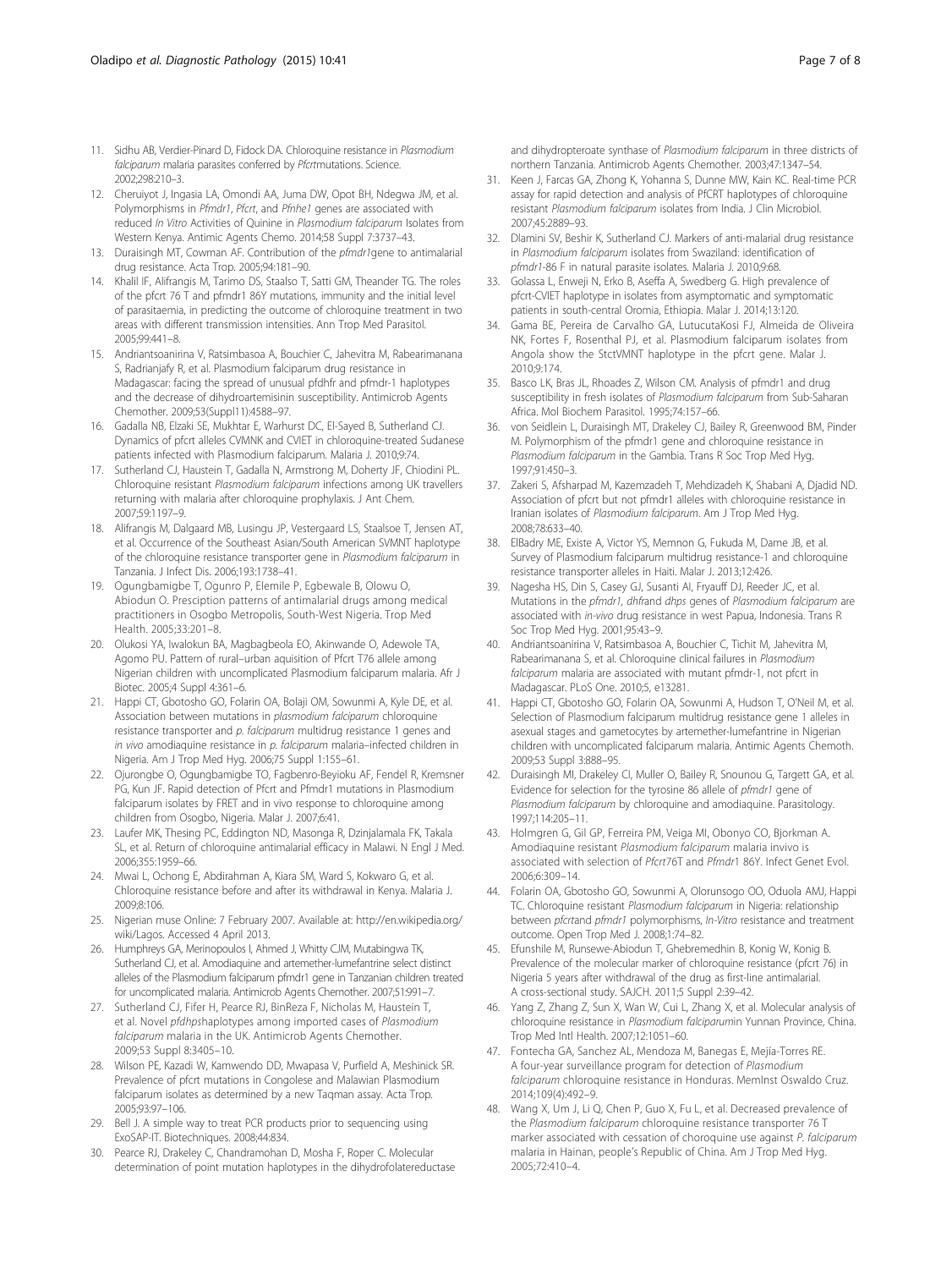11. Sidhu AB, Verdier-Pinard D, Fidock DA. Chloroquine resistance in *Plasmodium falciparum* malaria parasites conferred by *Pfcrt*mutations. Science. 2002;298:210–3.
12. Cheruiyot J, Ingasia LA, Omondi AA, Juma DW, Opot BH, Ndegwa JM, et al. Polymorphisms in *Pfmdr1*, *Pfcrt*, and *Pfnhe1* genes are associated with reduced *In Vitro* Activities of Quinine in *Plasmodium falciparum* Isolates from Western Kenya. Antimic Agents Chemo. 2014;58 Suppl 7:3737–43.
13. Duraisingh MT, Cowman AF. Contribution of the *pfmdr1*gene to antimalarial drug resistance. Acta Trop. 2005;94:181–90.
14. Khalil IF, Alifrangis M, Tarimo DS, Staalso T, Satti GM, Theander TG. The roles of the pfcrt 76 T and pfmdr1 86Y mutations, immunity and the initial level of parasitaemia, in predicting the outcome of chloroquine treatment in two areas with different transmission intensities. Ann Trop Med Parasitol. 2005;99:441–8.
15. Andriantsoanirina V, Ratsimbasoa A, Bouchier C, Jahevitra M, Rabearimanana S, Radrianjafy R, et al. Plasmodium falciparum drug resistance in Madagascar: facing the spread of unusual pfdhfr and pfmdr-1 haplotypes and the decrease of dihydroartemisinin susceptibility. Antimicrob Agents Chemother. 2009;53(Suppl11):4588–97.
16. Gadalla NB, Elzaki SE, Mukhtar E, Warhurst DC, El-Sayed B, Sutherland CJ. Dynamics of pfcrt alleles CVMNK and CVIET in chloroquine-treated Sudanese patients infected with Plasmodium falciparum. Malaria J. 2010;9:74.
17. Sutherland CJ, Haustein T, Gadalla N, Armstrong M, Doherty JF, Chiodini PL. Chloroquine resistant *Plasmodium falciparum* infections among UK travellers returning with malaria after chloroquine prophylaxis. J Ant Chem. 2007;59:1197–9.
18. Alifrangis M, Dalgaard MB, Lusingu JP, Vestergaard LS, Staalsoe T, Jensen AT, et al. Occurrence of the Southeast Asian/South American SVMNT haplotype of the chloroquine resistance transporter gene in *Plasmodium falciparum* in Tanzania. J Infect Dis. 2006;193:1738–41.
19. Ogungbamigbe T, Ogunro P, Elemile P, Egbewale B, Olowu O, Abiodun O. Presciption patterns of antimalarial drugs among medical practitioners in Osogbo Metropolis, South-West Nigeria. Trop Med Health. 2005;33:201–8.
20. Olukosi YA, Iwalokun BA, Magbagbeola EO, Akinwande O, Adewole TA, Agomo PU. Pattern of rural–urban aquisition of Pfcrt T76 allele among Nigerian children with uncomplicated Plasmodium falciparum malaria. Afr J Biotec. 2005;4 Suppl 4:361–6.
21. Happi CT, Gbotosho GO, Folarin OA, Bolaji OM, Sowunmi A, Kyle DE, et al. Association between mutations in *plasmodium falciparum* chloroquine resistance transporter and *p. falciparum* multidrug resistance 1 genes and *in vivo* amodiaquine resistance in *p. falciparum* malaria–infected children in Nigeria. Am J Trop Med Hyg. 2006;75 Suppl 1:155–61.
22. Ojurongbe O, Ogungbamigbe TO, Fagbenro-Beyioku AF, Fendel R, Kremsner PG, Kun JF. Rapid detection of Pfcrt and Pfmdr1 mutations in Plasmodium falciparum isolates by FRET and in vivo response to chloroquine among children from Osogbo, Nigeria. Malar J. 2007;6:41.
23. Laufer MK, Thesing PC, Eddington ND, Masonga R, Dzinjalamala FK, Takala SL, et al. Return of chloroquine antimalarial efficacy in Malawi. N Engl J Med. 2006;355:1959–66.
24. Mwai L, Ochong E, Abdirahman A, Kiara SM, Ward S, Kokwaro G, et al. Chloroquine resistance before and after its withdrawal in Kenya. Malaria J. 2009;8:106.
25. Nigerian muse Online: 7 February 2007. Available at: http://en.wikipedia.org/wiki/Lagos. Accessed 4 April 2013.
26. Humphreys GA, Merinopoulos I, Ahmed J, Whitty CJM, Mutabingwa TK, Sutherland CJ, et al. Amodiaquine and artemether-lumefantrine select distinct alleles of the Plasmodium falciparum pfmdr1 gene in Tanzanian children treated for uncomplicated malaria. Antimicrob Agents Chemother. 2007;51:991–7.
27. Sutherland CJ, Fifer H, Pearce RJ, BinReza F, Nicholas M, Haustein T, et al. Novel *pfdhps*haplotypes among imported cases of *Plasmodium falciparum* malaria in the UK. Antimicrob Agents Chemother. 2009;53 Suppl 8:3405–10.
28. Wilson PE, Kazadi W, Kamwendo DD, Mwapasa V, Purfield A, Meshinick SR. Prevalence of pfcrt mutations in Congolese and Malawian Plasmodium falciparum isolates as determined by a new Taqman assay. Acta Trop. 2005;93:97–106.
29. Bell J. A simple way to treat PCR products prior to sequencing using ExoSAP-IT. Biotechniques. 2008;44:834.
30. Pearce RJ, Drakeley C, Chandramohan D, Mosha F, Roper C. Molecular determination of point mutation haplotypes in the dihydrofolatereductase and dihydropteroate synthase of *Plasmodium falciparum* in three districts of northern Tanzania. Antimicrob Agents Chemother. 2003;47:1347–54.
31. Keen J, Farcas GA, Zhong K, Yohanna S, Dunne MW, Kain KC. Real-time PCR assay for rapid detection and analysis of PfCRT haplotypes of chloroquine resistant *Plasmodium falciparum* isolates from India. J Clin Microbiol. 2007;45:2889–93.
32. Dlamini SV, Beshir K, Sutherland CJ. Markers of anti-malarial drug resistance in *Plasmodium falciparum* isolates from Swaziland: identification of *pfmdr1*-86 F in natural parasite isolates. Malaria J. 2010;9:68.
33. Golassa L, Enweji N, Erko B, Aseffa A, Swedberg G. High prevalence of pfcrt-CVIET haplotype in isolates from asymptomatic and symptomatic patients in south-central Oromia, Ethiopia. Malar J. 2014;13:120.
34. Gama BE, Pereira de Carvalho GA, LutucutaKosi FJ, Almeida de Oliveira NK, Fortes F, Rosenthal PJ, et al. Plasmodium falciparum isolates from Angola show the StctVMNT haplotype in the pfcrt gene. Malar J. 2010;9:174.
35. Basco LK, Bras JL, Rhoades Z, Wilson CM. Analysis of pfmdr1 and drug susceptibility in fresh isolates of *Plasmodium falciparum* from Sub-Saharan Africa. Mol Biochem Parasitol. 1995;74:157–66.
36. von Seidlein L, Duraisingh MT, Drakeley CJ, Bailey R, Greenwood BM, Pinder M. Polymorphism of the pfmdr1 gene and chloroquine resistance in *Plasmodium falciparum* in the Gambia. Trans R Soc Trop Med Hyg. 1997;91:450–3.
37. Zakeri S, Afsharpad M, Kazemzadeh T, Mehdizadeh K, Shabani A, Djadid ND. Association of pfcrt but not pfmdr1 alleles with chloroquine resistance in Iranian isolates of *Plasmodium falciparum*. Am J Trop Med Hyg. 2008;78:633–40.
38. ElBadry ME, Existe A, Victor YS, Memnon G, Fukuda M, Dame JB, et al. Survey of Plasmodium falciparum multidrug resistance-1 and chloroquine resistance transporter alleles in Haiti. Malar J. 2013;12:426.
39. Nagesha HS, Din S, Casey GJ, Susanti AI, Fryauff DJ, Reeder JC, et al. Mutations in the *pfmdr1*, *dhfr*and *dhps* genes of *Plasmodium falciparum* are associated with *in-vivo* drug resistance in west Papua, Indonesia. Trans R Soc Trop Med Hyg. 2001;95:43–9.
40. Andriantsoanirina V, Ratsimbasoa A, Bouchier C, Tichit M, Jahevitra M, Rabearimanana S, et al. Chloroquine clinical failures in *Plasmodium falciparum* malaria are associated with mutant pfmdr-1, not pfcrt in Madagascar. PLoS One. 2010;5, e13281.
41. Happi CT, Gbotosho GO, Folarin OA, Sowunmi A, Hudson T, O'Neil M, et al. Selection of Plasmodium falciparum multidrug resistance gene 1 alleles in asexual stages and gametocytes by artemether-lumefantrine in Nigerian children with uncomplicated falciparum malaria. Antimic Agents Chemoth. 2009;53 Suppl 3:888–95.
42. Duraisingh MI, Drakeley CI, Muller O, Bailey R, Snounou G, Targett GA, et al. Evidence for selection for the tyrosine 86 allele of *pfmdr1* gene of *Plasmodium falciparum* by chloroquine and amodiaquine. Parasitology. 1997;114:205–11.
43. Holmgren G, Gil GP, Ferreira PM, Veiga MI, Obonyo CO, Bjorkman A. Amodiaquine resistant *Plasmodium falciparum* malaria invivo is associated with selection of *Pfcrt*76T and *Pfmdr*1 86Y. Infect Genet Evol. 2006;6:309–14.
44. Folarin OA, Gbotosho GO, Sowunmi A, Olorunsogo OO, Oduola AMJ, Happi TC. Chloroquine resistant *Plasmodium falciparum* in Nigeria: relationship between *pfcrt*and *pfmdr1* polymorphisms, *In-Vitro* resistance and treatment outcome. Open Trop Med J. 2008;1:74–82.
45. Efunshile M, Runsewe-Abiodun T, Ghebremedhin B, Konig W, Konig B. Prevalence of the molecular marker of chloroquine resistance (pfcrt 76) in Nigeria 5 years after withdrawal of the drug as first-line antimalarial. A cross-sectional study. SAJCH. 2011;5 Suppl 2:39–42.
46. Yang Z, Zhang Z, Sun X, Wan W, Cui L, Zhang X, et al. Molecular analysis of chloroquine resistance in *Plasmodium falciparum*in Yunnan Province, China. Trop Med Intl Health. 2007;12:1051–60.
47. Fontecha GA, Sanchez AL, Mendoza M, Banegas E, Mejía-Torres RE. A four-year surveillance program for detection of *Plasmodium falciparum* chloroquine resistance in Honduras. MemInst Oswaldo Cruz. 2014;109(4):492–9.
48. Wang X, Um J, Li Q, Chen P, Guo X, Fu L, et al. Decreased prevalence of the *Plasmodium falciparum* chloroquine resistance transporter 76 T marker associated with cessation of choroquine use against *P. falciparum* malaria in Hainan, people's Republic of China. Am J Trop Med Hyg. 2005;72:410–4.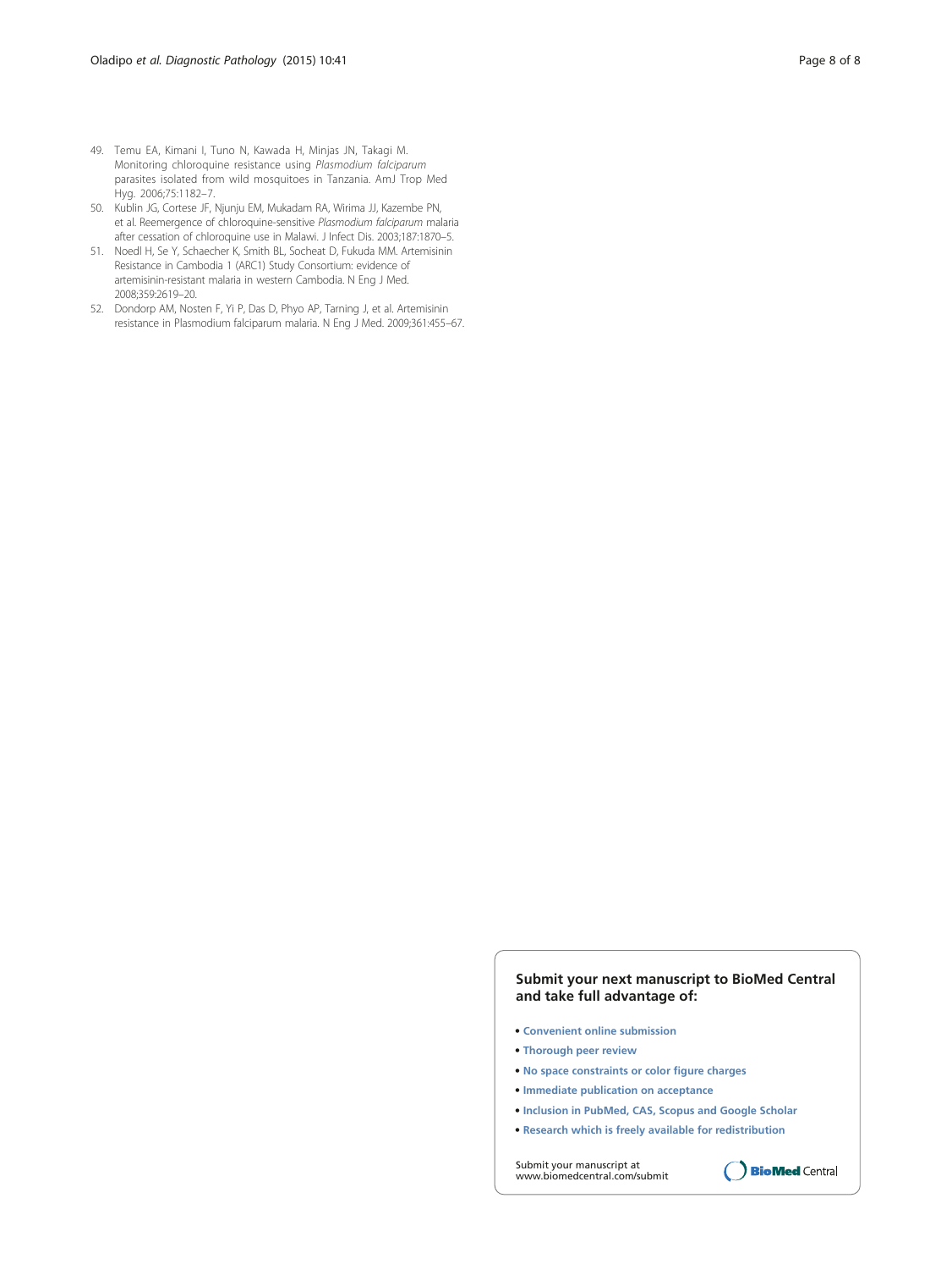49. Temu EA, Kimani I, Tuno N, Kawada H, Minjas JN, Takagi M. Monitoring chloroquine resistance using *Plasmodium falciparum* parasites isolated from wild mosquitoes in Tanzania. AmJ Trop Med Hyg. 2006;75:1182–7.
50. Kublin JG, Cortese JF, Njunju EM, Mukadam RA, Wirima JJ, Kazembe PN, et al. Reemergence of chloroquine-sensitive *Plasmodium falciparum* malaria after cessation of chloroquine use in Malawi. J Infect Dis. 2003;187:1870–5.
51. Noedl H, Se Y, Schaecher K, Smith BL, Socheat D, Fukuda MM. Artemisinin Resistance in Cambodia 1 (ARC1) Study Consortium: evidence of artemisinin-resistant malaria in western Cambodia. N Eng J Med. 2008;359:2619–20.
52. Dondorp AM, Nosten F, Yi P, Das D, Phyo AP, Tarning J, et al. Artemisinin resistance in Plasmodium falciparum malaria. N Eng J Med. 2009;361:455–67.

**Submit your next manuscript to BioMed Central and take full advantage of:**

- **Convenient online submission**
- **Thorough peer review**
- **No space constraints or color figure charges**
- **Immediate publication on acceptance**
- **Inclusion in PubMed, CAS, Scopus and Google Scholar**
- **Research which is freely available for redistribution**

Submit your manuscript at
www.biomedcentral.com/submit

BioMed Central